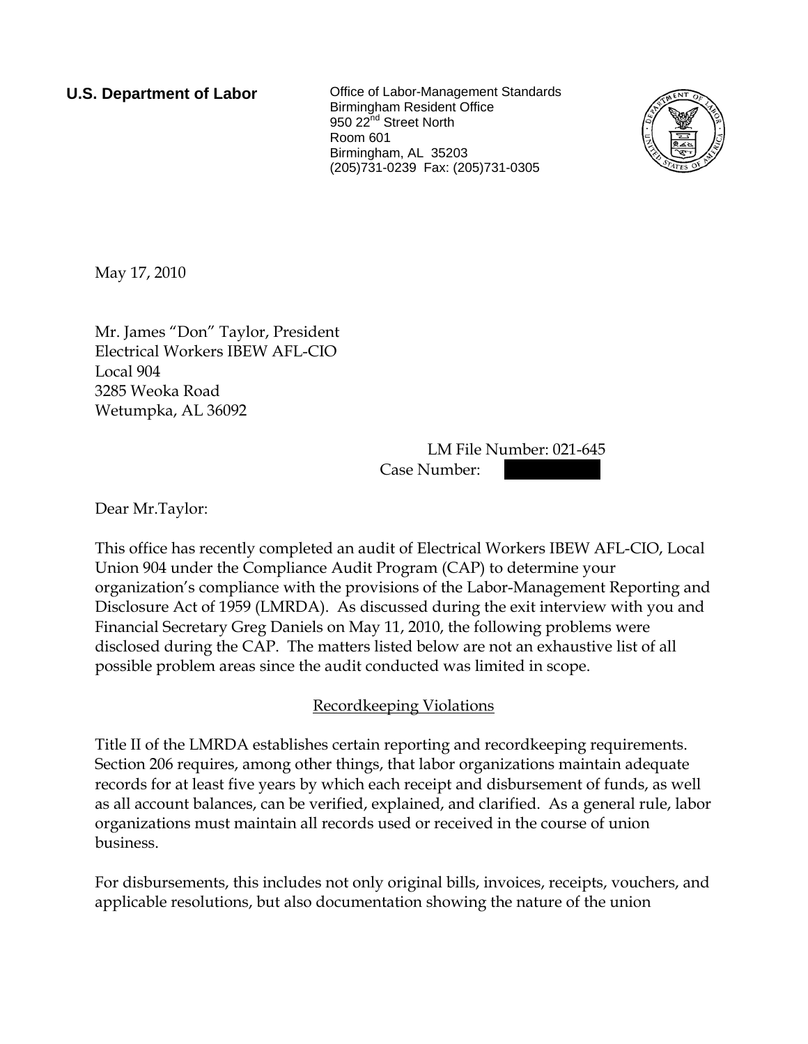**U.S. Department of Labor**

Office of Labor-Management Standards
Birmingham Resident Office
950 22nd Street North
Room 601
Birmingham, AL 35203
(205)731-0239 Fax: (205)731-0305

May 17, 2010

Mr. James "Don" Taylor, President
Electrical Workers IBEW AFL-CIO
Local 904
3285 Weoka Road
Wetumpka, AL 36092

LM File Number: 021-645
Case Number:

Dear Mr.Taylor:

This office has recently completed an audit of Electrical Workers IBEW AFL-CIO, Local Union 904 under the Compliance Audit Program (CAP) to determine your organization's compliance with the provisions of the Labor-Management Reporting and Disclosure Act of 1959 (LMRDA). As discussed during the exit interview with you and Financial Secretary Greg Daniels on May 11, 2010, the following problems were disclosed during the CAP. The matters listed below are not an exhaustive list of all possible problem areas since the audit conducted was limited in scope.

## Recordkeeping Violations

Title II of the LMRDA establishes certain reporting and recordkeeping requirements. Section 206 requires, among other things, that labor organizations maintain adequate records for at least five years by which each receipt and disbursement of funds, as well as all account balances, can be verified, explained, and clarified. As a general rule, labor organizations must maintain all records used or received in the course of union business.

For disbursements, this includes not only original bills, invoices, receipts, vouchers, and applicable resolutions, but also documentation showing the nature of the union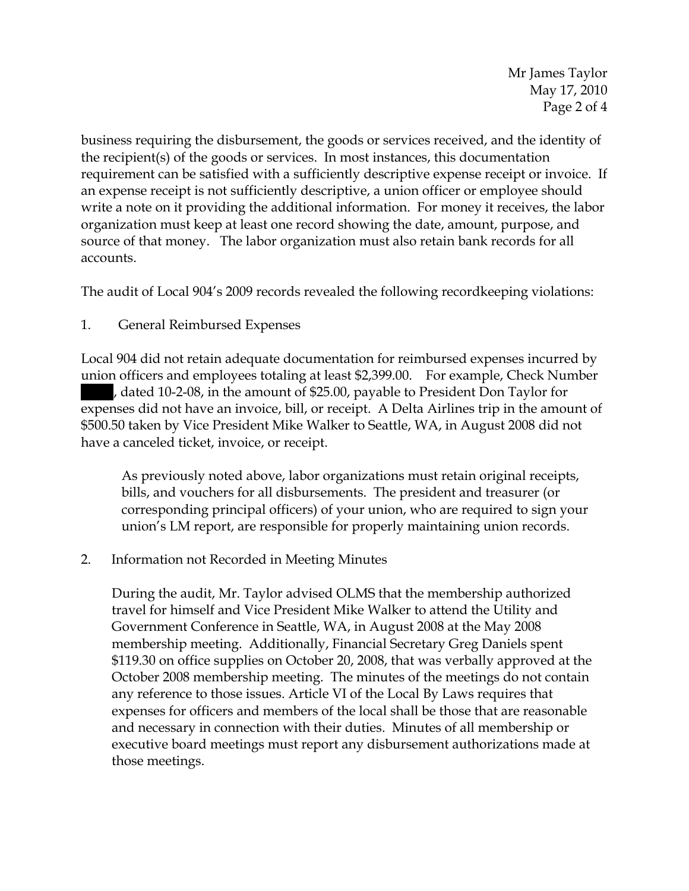business requiring the disbursement, the goods or services received, and the identity of the recipient(s) of the goods or services. In most instances, this documentation requirement can be satisfied with a sufficiently descriptive expense receipt or invoice. If an expense receipt is not sufficiently descriptive, a union officer or employee should write a note on it providing the additional information. For money it receives, the labor organization must keep at least one record showing the date, amount, purpose, and source of that money. The labor organization must also retain bank records for all accounts.

The audit of Local 904's 2009 records revealed the following recordkeeping violations:

1. General Reimbursed Expenses

Local 904 did not retain adequate documentation for reimbursed expenses incurred by union officers and employees totaling at least $2,399.00. For example, Check Number ████, dated 10-2-08, in the amount of $25.00, payable to President Don Taylor for expenses did not have an invoice, bill, or receipt. A Delta Airlines trip in the amount of $500.50 taken by Vice President Mike Walker to Seattle, WA, in August 2008 did not have a canceled ticket, invoice, or receipt.

> As previously noted above, labor organizations must retain original receipts, bills, and vouchers for all disbursements. The president and treasurer (or corresponding principal officers) of your union, who are required to sign your union's LM report, are responsible for properly maintaining union records.

2. Information not Recorded in Meeting Minutes

> During the audit, Mr. Taylor advised OLMS that the membership authorized travel for himself and Vice President Mike Walker to attend the Utility and Government Conference in Seattle, WA, in August 2008 at the May 2008 membership meeting. Additionally, Financial Secretary Greg Daniels spent $119.30 on office supplies on October 20, 2008, that was verbally approved at the October 2008 membership meeting. The minutes of the meetings do not contain any reference to those issues. Article VI of the Local By Laws requires that expenses for officers and members of the local shall be those that are reasonable and necessary in connection with their duties. Minutes of all membership or executive board meetings must report any disbursement authorizations made at those meetings.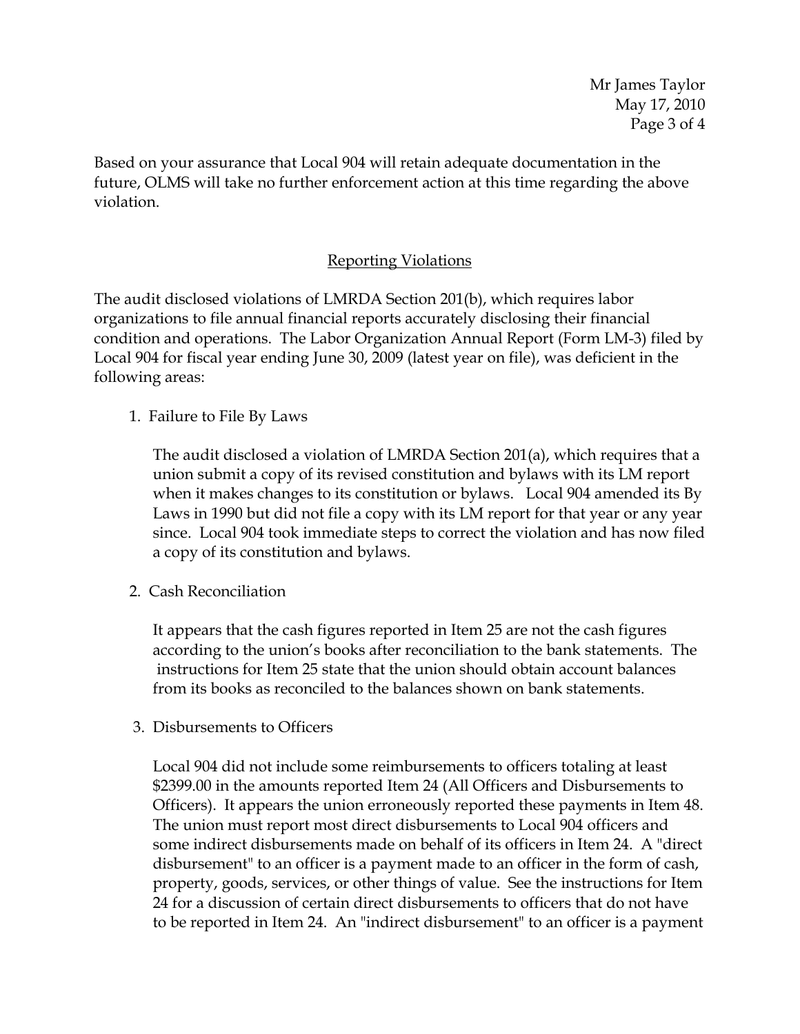Based on your assurance that Local 904 will retain adequate documentation in the future, OLMS will take no further enforcement action at this time regarding the above violation.

## Reporting Violations

The audit disclosed violations of LMRDA Section 201(b), which requires labor organizations to file annual financial reports accurately disclosing their financial condition and operations. The Labor Organization Annual Report (Form LM-3) filed by Local 904 for fiscal year ending June 30, 2009 (latest year on file), was deficient in the following areas:

1. Failure to File By Laws

   The audit disclosed a violation of LMRDA Section 201(a), which requires that a union submit a copy of its revised constitution and bylaws with its LM report when it makes changes to its constitution or bylaws. Local 904 amended its By Laws in 1990 but did not file a copy with its LM report for that year or any year since. Local 904 took immediate steps to correct the violation and has now filed a copy of its constitution and bylaws.

2. Cash Reconciliation

   It appears that the cash figures reported in Item 25 are not the cash figures according to the union's books after reconciliation to the bank statements. The instructions for Item 25 state that the union should obtain account balances from its books as reconciled to the balances shown on bank statements.

3. Disbursements to Officers

   Local 904 did not include some reimbursements to officers totaling at least $2399.00 in the amounts reported Item 24 (All Officers and Disbursements to Officers). It appears the union erroneously reported these payments in Item 48. The union must report most direct disbursements to Local 904 officers and some indirect disbursements made on behalf of its officers in Item 24. A "direct disbursement" to an officer is a payment made to an officer in the form of cash, property, goods, services, or other things of value. See the instructions for Item 24 for a discussion of certain direct disbursements to officers that do not have to be reported in Item 24. An "indirect disbursement" to an officer is a payment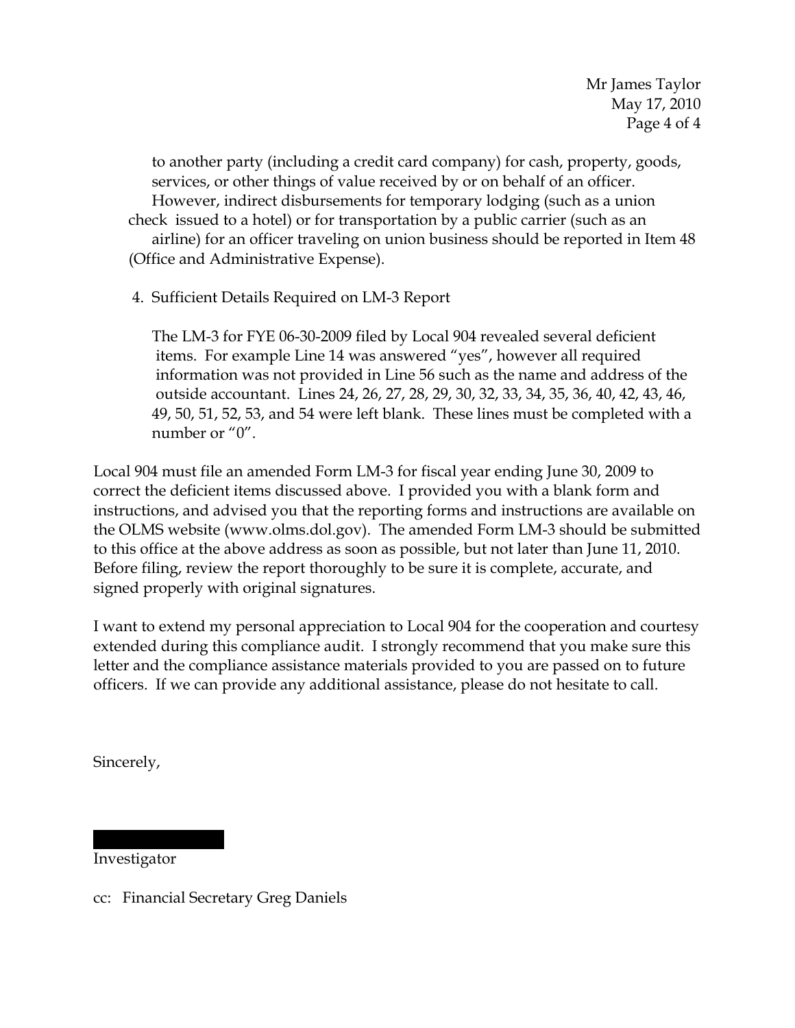to another party (including a credit card company) for cash, property, goods, services, or other things of value received by or on behalf of an officer. However, indirect disbursements for temporary lodging (such as a union check issued to a hotel) or for transportation by a public carrier (such as an airline) for an officer traveling on union business should be reported in Item 48 (Office and Administrative Expense).

4. Sufficient Details Required on LM-3 Report

The LM-3 for FYE 06-30-2009 filed by Local 904 revealed several deficient items. For example Line 14 was answered "yes", however all required information was not provided in Line 56 such as the name and address of the outside accountant. Lines 24, 26, 27, 28, 29, 30, 32, 33, 34, 35, 36, 40, 42, 43, 46, 49, 50, 51, 52, 53, and 54 were left blank. These lines must be completed with a number or "0".

Local 904 must file an amended Form LM-3 for fiscal year ending June 30, 2009 to correct the deficient items discussed above. I provided you with a blank form and instructions, and advised you that the reporting forms and instructions are available on the OLMS website (www.olms.dol.gov). The amended Form LM-3 should be submitted to this office at the above address as soon as possible, but not later than June 11, 2010. Before filing, review the report thoroughly to be sure it is complete, accurate, and signed properly with original signatures.

I want to extend my personal appreciation to Local 904 for the cooperation and courtesy extended during this compliance audit. I strongly recommend that you make sure this letter and the compliance assistance materials provided to you are passed on to future officers. If we can provide any additional assistance, please do not hesitate to call.

Sincerely,

Investigator

cc: Financial Secretary Greg Daniels